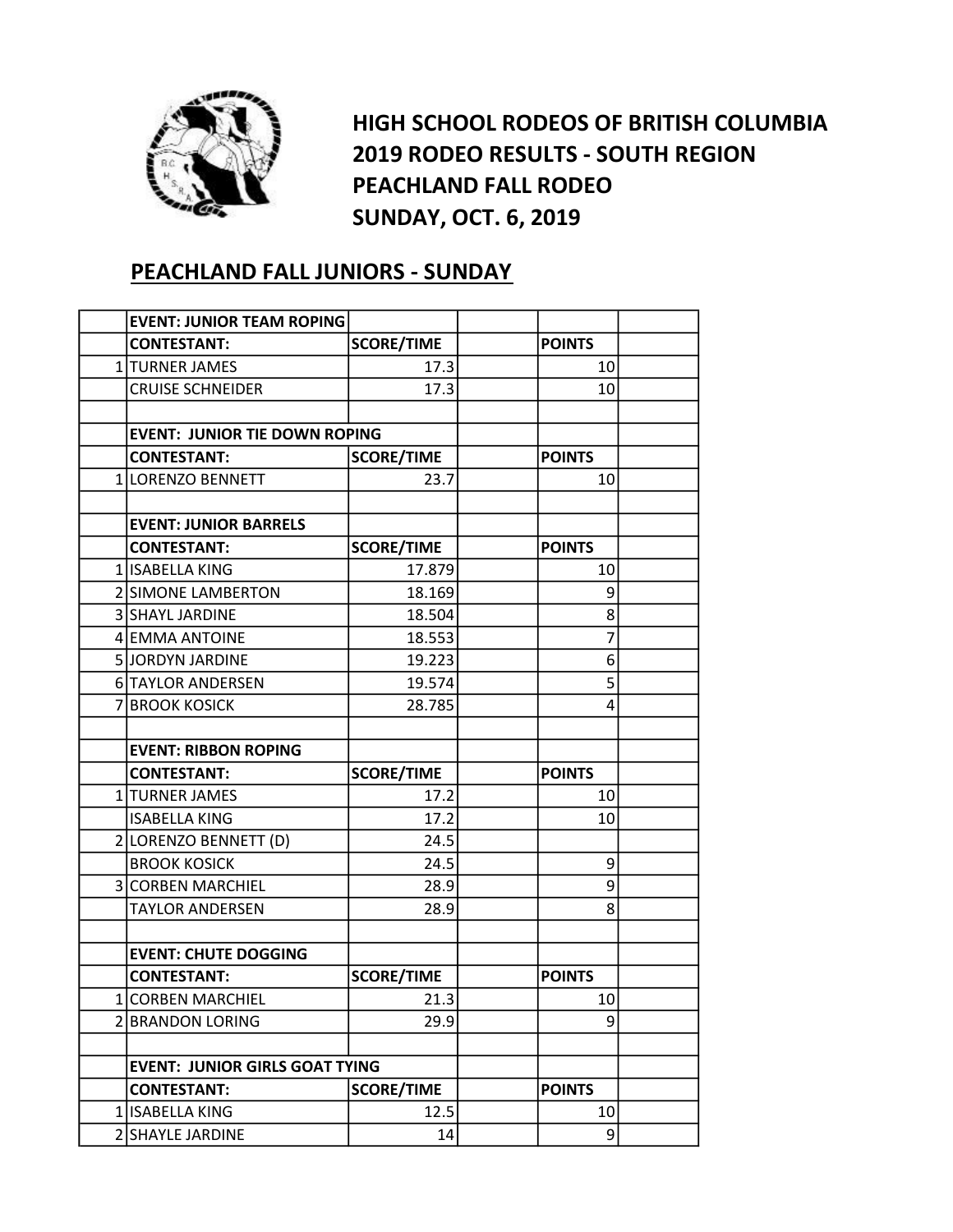# HIGH SCHOOL RODEOS OF BRITISH COLUMBIA
# 2019 RODEO RESULTS - SOUTH REGION
# PEACHLAND FALL RODEO
# SUNDAY, OCT. 6, 2019

## PEACHLAND FALL JUNIORS - SUNDAY

| | EVENT: JUNIOR TEAM ROPING | | | | |
|---|---|---|---|---|---|
| | **CONTESTANT:** | **SCORE/TIME** | | **POINTS** | |
| 1 | TURNER JAMES | 17.3 | | 10 | |
| | CRUISE SCHNEIDER | 17.3 | | 10 | |
| | | | | | |
| | **EVENT: JUNIOR TIE DOWN ROPING** | | | | |
| | **CONTESTANT:** | **SCORE/TIME** | | **POINTS** | |
| 1 | LORENZO BENNETT | 23.7 | | 10 | |
| | | | | | |
| | **EVENT: JUNIOR BARRELS** | | | | |
| | **CONTESTANT:** | **SCORE/TIME** | | **POINTS** | |
| 1 | ISABELLA KING | 17.879 | | 10 | |
| 2 | SIMONE LAMBERTON | 18.169 | | 9 | |
| 3 | SHAYL JARDINE | 18.504 | | 8 | |
| 4 | EMMA ANTOINE | 18.553 | | 7 | |
| 5 | JORDYN JARDINE | 19.223 | | 6 | |
| 6 | TAYLOR ANDERSEN | 19.574 | | 5 | |
| 7 | BROOK KOSICK | 28.785 | | 4 | |
| | | | | | |
| | **EVENT: RIBBON ROPING** | | | | |
| | **CONTESTANT:** | **SCORE/TIME** | | **POINTS** | |
| 1 | TURNER JAMES | 17.2 | | 10 | |
| | ISABELLA KING | 17.2 | | 10 | |
| 2 | LORENZO BENNETT (D) | 24.5 | | | |
| | BROOK KOSICK | 24.5 | | 9 | |
| 3 | CORBEN MARCHIEL | 28.9 | | 9 | |
| | TAYLOR ANDERSEN | 28.9 | | 8 | |
| | | | | | |
| | **EVENT: CHUTE DOGGING** | | | | |
| | **CONTESTANT:** | **SCORE/TIME** | | **POINTS** | |
| 1 | CORBEN MARCHIEL | 21.3 | | 10 | |
| 2 | BRANDON LORING | 29.9 | | 9 | |
| | | | | | |
| | **EVENT: JUNIOR GIRLS GOAT TYING** | | | | |
| | **CONTESTANT:** | **SCORE/TIME** | | **POINTS** | |
| 1 | ISABELLA KING | 12.5 | | 10 | |
| 2 | SHAYLE JARDINE | 14 | | 9 | |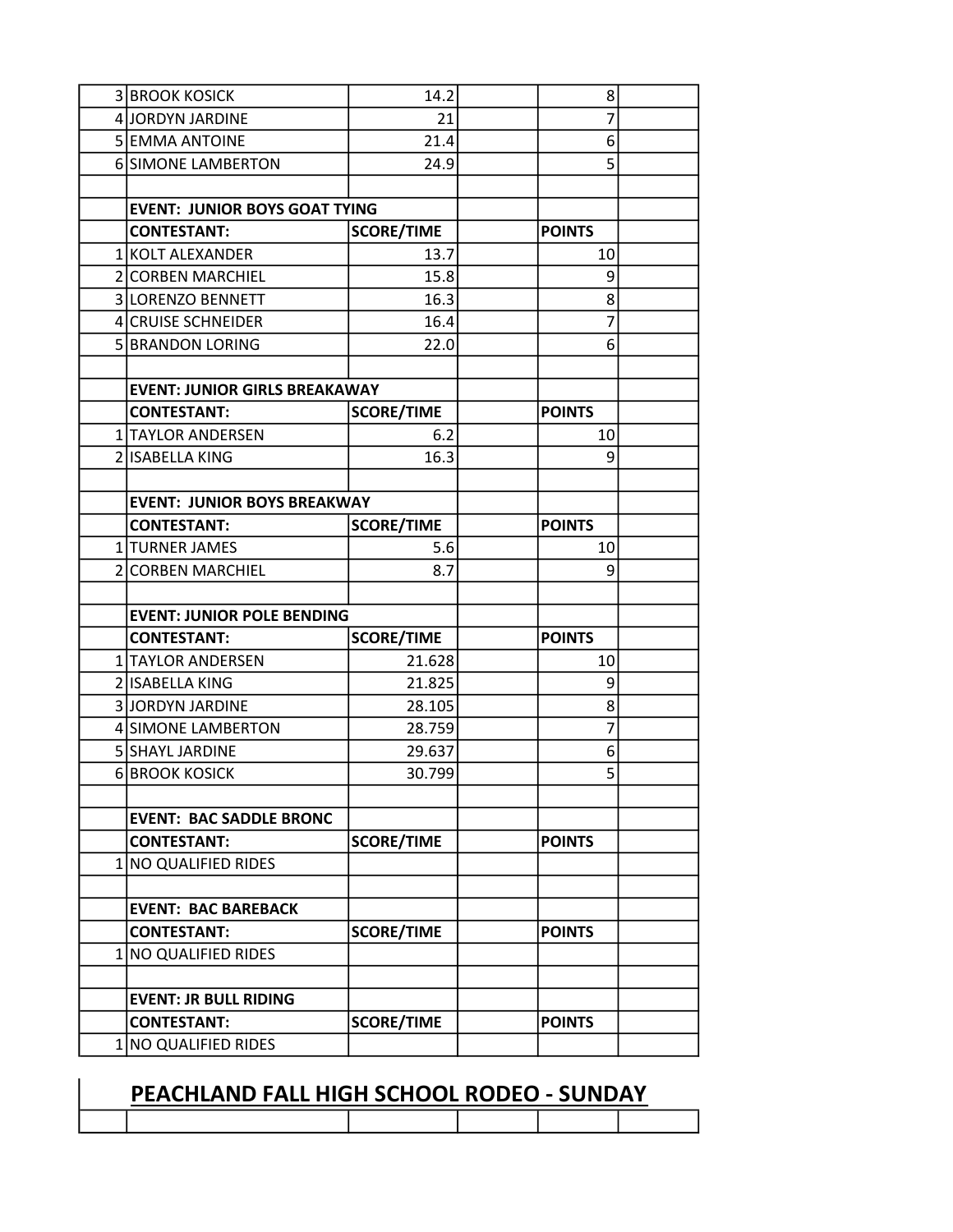| | | | | | |
|---|---|---|---|---|---|
| 3 | BROOK KOSICK | 14.2 | | 8 | |
| 4 | JORDYN JARDINE | 21 | | 7 | |
| 5 | EMMA ANTOINE | 21.4 | | 6 | |
| 6 | SIMONE LAMBERTON | 24.9 | | 5 | |
| | | | | | |
| | **EVENT: JUNIOR BOYS GOAT TYING** | | | | |
| | **CONTESTANT:** | **SCORE/TIME** | | **POINTS** | |
| 1 | KOLT ALEXANDER | 13.7 | | 10 | |
| 2 | CORBEN MARCHIEL | 15.8 | | 9 | |
| 3 | LORENZO BENNETT | 16.3 | | 8 | |
| 4 | CRUISE SCHNEIDER | 16.4 | | 7 | |
| 5 | BRANDON LORING | 22.0 | | 6 | |
| | | | | | |
| | **EVENT: JUNIOR GIRLS BREAKAWAY** | | | | |
| | **CONTESTANT:** | **SCORE/TIME** | | **POINTS** | |
| 1 | TAYLOR ANDERSEN | 6.2 | | 10 | |
| 2 | ISABELLA KING | 16.3 | | 9 | |
| | | | | | |
| | **EVENT: JUNIOR BOYS BREAKWAY** | | | | |
| | **CONTESTANT:** | **SCORE/TIME** | | **POINTS** | |
| 1 | TURNER JAMES | 5.6 | | 10 | |
| 2 | CORBEN MARCHIEL | 8.7 | | 9 | |
| | | | | | |
| | **EVENT: JUNIOR POLE BENDING** | | | | |
| | **CONTESTANT:** | **SCORE/TIME** | | **POINTS** | |
| 1 | TAYLOR ANDERSEN | 21.628 | | 10 | |
| 2 | ISABELLA KING | 21.825 | | 9 | |
| 3 | JORDYN JARDINE | 28.105 | | 8 | |
| 4 | SIMONE LAMBERTON | 28.759 | | 7 | |
| 5 | SHAYL JARDINE | 29.637 | | 6 | |
| 6 | BROOK KOSICK | 30.799 | | 5 | |
| | | | | | |
| | **EVENT: BAC SADDLE BRONC** | | | | |
| | **CONTESTANT:** | **SCORE/TIME** | | **POINTS** | |
| 1 | NO QUALIFIED RIDES | | | | |
| | | | | | |
| | **EVENT: BAC BAREBACK** | | | | |
| | **CONTESTANT:** | **SCORE/TIME** | | **POINTS** | |
| 1 | NO QUALIFIED RIDES | | | | |
| | | | | | |
| | **EVENT: JR BULL RIDING** | | | | |
| | **CONTESTANT:** | **SCORE/TIME** | | **POINTS** | |
| 1 | NO QUALIFIED RIDES | | | | |

## PEACHLAND FALL HIGH SCHOOL RODEO - SUNDAY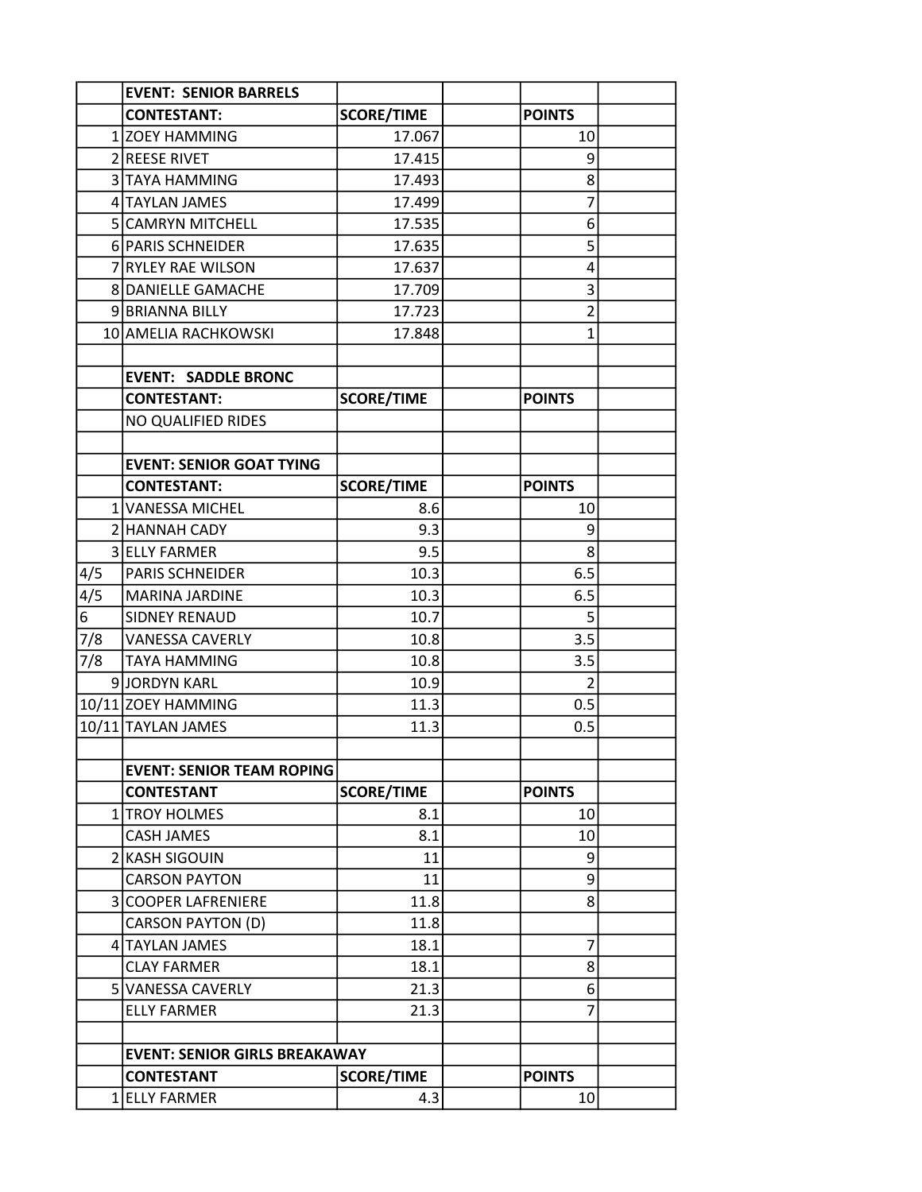| | EVENT: SENIOR BARRELS | | | | |
|---|---|---|---|---|---|
| | CONTESTANT: | SCORE/TIME | | POINTS | |
| 1 | ZOEY HAMMING | 17.067 | | 10 | |
| 2 | REESE RIVET | 17.415 | | 9 | |
| 3 | TAYA HAMMING | 17.493 | | 8 | |
| 4 | TAYLAN JAMES | 17.499 | | 7 | |
| 5 | CAMRYN MITCHELL | 17.535 | | 6 | |
| 6 | PARIS SCHNEIDER | 17.635 | | 5 | |
| 7 | RYLEY RAE WILSON | 17.637 | | 4 | |
| 8 | DANIELLE GAMACHE | 17.709 | | 3 | |
| 9 | BRIANNA BILLY | 17.723 | | 2 | |
| 10 | AMELIA RACHKOWSKI | 17.848 | | 1 | |
| | | | | | |
| | EVENT: SADDLE BRONC | | | | |
| | CONTESTANT: | SCORE/TIME | | POINTS | |
| | NO QUALIFIED RIDES | | | | |
| | | | | | |
| | EVENT: SENIOR GOAT TYING | | | | |
| | CONTESTANT: | SCORE/TIME | | POINTS | |
| 1 | VANESSA MICHEL | 8.6 | | 10 | |
| 2 | HANNAH CADY | 9.3 | | 9 | |
| 3 | ELLY FARMER | 9.5 | | 8 | |
| 4/5 | PARIS SCHNEIDER | 10.3 | | 6.5 | |
| 4/5 | MARINA JARDINE | 10.3 | | 6.5 | |
| 6 | SIDNEY RENAUD | 10.7 | | 5 | |
| 7/8 | VANESSA CAVERLY | 10.8 | | 3.5 | |
| 7/8 | TAYA HAMMING | 10.8 | | 3.5 | |
| 9 | JORDYN KARL | 10.9 | | 2 | |
| 10/11 | ZOEY HAMMING | 11.3 | | 0.5 | |
| 10/11 | TAYLAN JAMES | 11.3 | | 0.5 | |
| | | | | | |
| | EVENT: SENIOR TEAM ROPING | | | | |
| | CONTESTANT | SCORE/TIME | | POINTS | |
| 1 | TROY HOLMES | 8.1 | | 10 | |
| | CASH JAMES | 8.1 | | 10 | |
| 2 | KASH SIGOUIN | 11 | | 9 | |
| | CARSON PAYTON | 11 | | 9 | |
| 3 | COOPER LAFRENIERE | 11.8 | | 8 | |
| | CARSON PAYTON (D) | 11.8 | | | |
| 4 | TAYLAN JAMES | 18.1 | | 7 | |
| | CLAY FARMER | 18.1 | | 8 | |
| 5 | VANESSA CAVERLY | 21.3 | | 6 | |
| | ELLY FARMER | 21.3 | | 7 | |
| | | | | | |
| | EVENT: SENIOR GIRLS BREAKAWAY | | | | |
| | CONTESTANT | SCORE/TIME | | POINTS | |
| 1 | ELLY FARMER | 4.3 | | 10 | |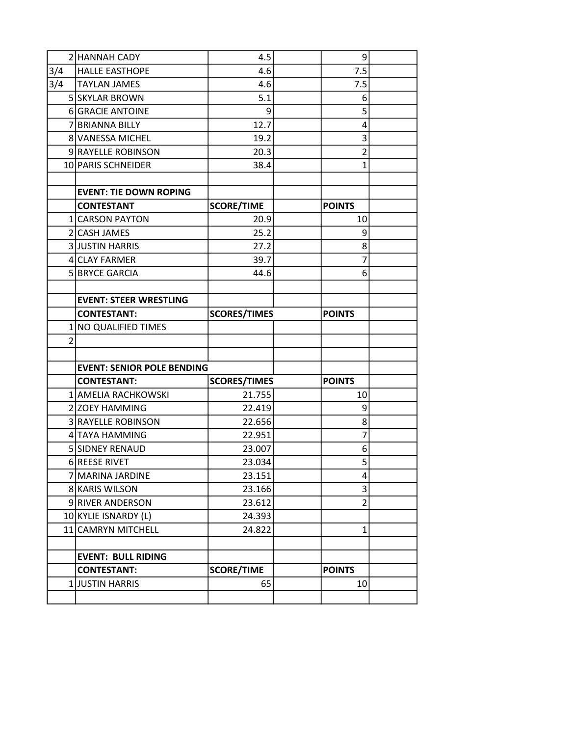| | | | | | |
|---|---|---|---|---|---|
| 2 | HANNAH CADY | 4.5 | | 9 | |
| 3/4 | HALLE EASTHOPE | 4.6 | | 7.5 | |
| 3/4 | TAYLAN JAMES | 4.6 | | 7.5 | |
| 5 | SKYLAR BROWN | 5.1 | | 6 | |
| 6 | GRACIE ANTOINE | 9 | | 5 | |
| 7 | BRIANNA BILLY | 12.7 | | 4 | |
| 8 | VANESSA MICHEL | 19.2 | | 3 | |
| 9 | RAYELLE ROBINSON | 20.3 | | 2 | |
| 10 | PARIS SCHNEIDER | 38.4 | | 1 | |
| | | | | | |
| | **EVENT: TIE DOWN ROPING** | | | | |
| | **CONTESTANT** | **SCORE/TIME** | | **POINTS** | |
| 1 | CARSON PAYTON | 20.9 | | 10 | |
| 2 | CASH JAMES | 25.2 | | 9 | |
| 3 | JUSTIN HARRIS | 27.2 | | 8 | |
| 4 | CLAY FARMER | 39.7 | | 7 | |
| 5 | BRYCE GARCIA | 44.6 | | 6 | |
| | | | | | |
| | **EVENT: STEER WRESTLING** | | | | |
| | **CONTESTANT:** | **SCORES/TIMES** | | **POINTS** | |
| 1 | NO QUALIFIED TIMES | | | | |
| 2 | | | | | |
| | | | | | |
| | **EVENT: SENIOR POLE BENDING** | | | | |
| | **CONTESTANT:** | **SCORES/TIMES** | | **POINTS** | |
| 1 | AMELIA RACHKOWSKI | 21.755 | | 10 | |
| 2 | ZOEY HAMMING | 22.419 | | 9 | |
| 3 | RAYELLE ROBINSON | 22.656 | | 8 | |
| 4 | TAYA HAMMING | 22.951 | | 7 | |
| 5 | SIDNEY RENAUD | 23.007 | | 6 | |
| 6 | REESE RIVET | 23.034 | | 5 | |
| 7 | MARINA JARDINE | 23.151 | | 4 | |
| 8 | KARIS WILSON | 23.166 | | 3 | |
| 9 | RIVER ANDERSON | 23.612 | | 2 | |
| 10 | KYLIE ISNARDY (L) | 24.393 | | | |
| 11 | CAMRYN MITCHELL | 24.822 | | 1 | |
| | | | | | |
| | **EVENT: BULL RIDING** | | | | |
| | **CONTESTANT:** | **SCORE/TIME** | | **POINTS** | |
| 1 | JUSTIN HARRIS | 65 | | 10 | |
| | | | | | |